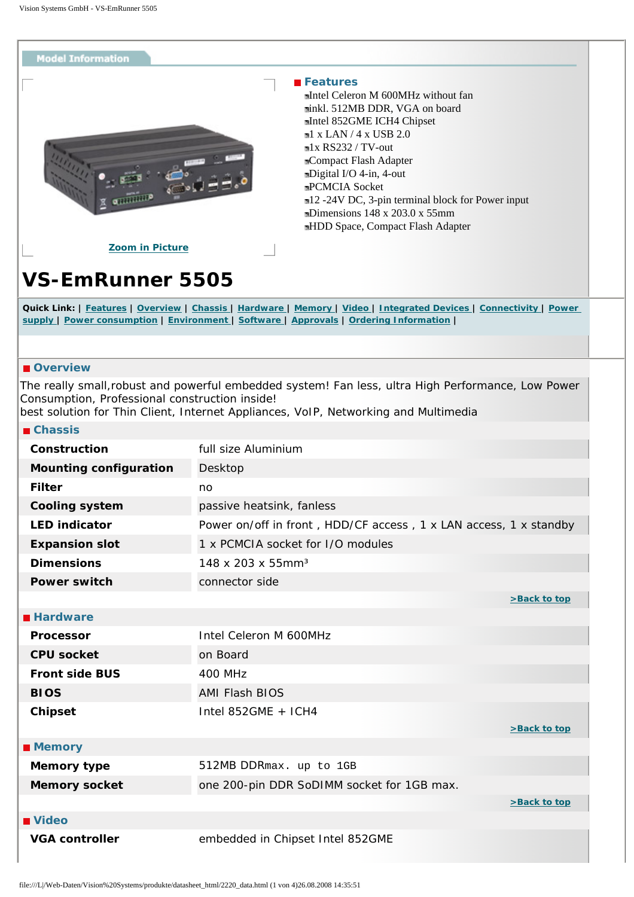Model Information

Zoom in Picture

## Features

- Intel Celeron M 600MHz without fan
- inkl. 512MB DDR, VGA on board
- Intel 852GME ICH4 Chipset
- 1 x LAN / 4 x USB 2.0
- 1x RS232 / TV-out
- Compact Flash Adapter
- Digital I/O 4-in, 4-out
- PCMCIA Socket
- 12 -24V DC, 3-pin terminal block for Power input
- Dimensions 148 x 203.0 x 55mm
- HDD Space, Compact Flash Adapter

# VS-EmRunner 5505

**Quick Link:** | Features | Overview | Chassis | Hardware | Memory | Video | Integrated Devices | Connectivity | Power supply | Power consumption | Environment | Software | Approvals | Ordering Information |

## Overview

The really small,robust and powerful embedded system! Fan less, ultra High Performance, Low Power Consumption, Professional construction inside!
best solution for Thin Client, Internet Appliances, VoIP, Networking and Multimedia

## Chassis

| | |
|---|---|
| **Construction** | full size Aluminium |
| **Mounting configuration** | Desktop |
| **Filter** | no |
| **Cooling system** | passive heatsink, fanless |
| **LED indicator** | Power on/off in front , HDD/CF access , 1 x LAN access, 1 x standby |
| **Expansion slot** | 1 x PCMCIA socket for I/O modules |
| **Dimensions** | 148 x 203 x 55mm³ |
| **Power switch** | connector side |

>Back to top

## Hardware

| | |
|---|---|
| **Processor** | Intel Celeron M 600MHz |
| **CPU socket** | on Board |
| **Front side BUS** | 400 MHz |
| **BIOS** | AMI Flash BIOS |
| **Chipset** | Intel 852GME + ICH4 |

>Back to top

## Memory

| | |
|---|---|
| **Memory type** | 512MB DDRmax. up to 1GB |
| **Memory socket** | one 200-pin DDR SoDIMM socket for 1GB max. |

>Back to top

## Video

| | |
|---|---|
| **VGA controller** | embedded in Chipset Intel 852GME |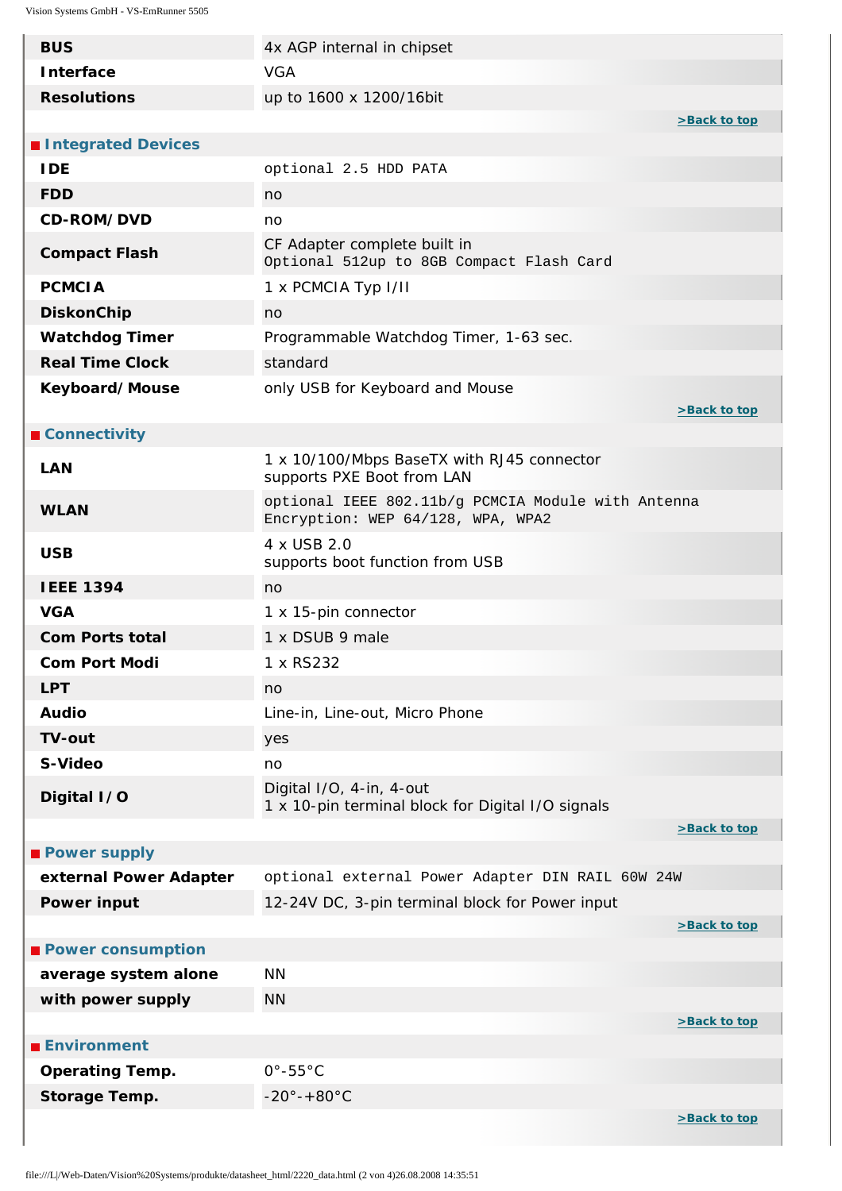| | |
|---|---|
| **BUS** | 4x AGP internal in chipset |
| **Interface** | VGA |
| **Resolutions** | up to 1600 x 1200/16bit |

>Back to top

## Integrated Devices

| | |
|---|---|
| **IDE** | optional 2.5 HDD PATA |
| **FDD** | no |
| **CD-ROM/DVD** | no |
| **Compact Flash** | CF Adapter complete built in<br>Optional 512up to 8GB Compact Flash Card |
| **PCMCIA** | 1 x PCMCIA Typ I/II |
| **DiskonChip** | no |
| **Watchdog Timer** | Programmable Watchdog Timer, 1-63 sec. |
| **Real Time Clock** | standard |
| **Keyboard/Mouse** | only USB for Keyboard and Mouse |

>Back to top

## Connectivity

| | |
|---|---|
| **LAN** | 1 x 10/100/Mbps BaseTX with RJ45 connector<br>supports PXE Boot from LAN |
| **WLAN** | optional IEEE 802.11b/g PCMCIA Module with Antenna<br>Encryption: WEP 64/128, WPA, WPA2 |
| **USB** | 4 x USB 2.0<br>supports boot function from USB |
| **IEEE 1394** | no |
| **VGA** | 1 x 15-pin connector |
| **Com Ports total** | 1 x DSUB 9 male |
| **Com Port Modi** | 1 x RS232 |
| **LPT** | no |
| **Audio** | Line-in, Line-out, Micro Phone |
| **TV-out** | yes |
| **S-Video** | no |
| **Digital I/O** | Digital I/O, 4-in, 4-out<br>1 x 10-pin terminal block for Digital I/O signals |

>Back to top

## Power supply

| | |
|---|---|
| **external Power Adapter** | optional external Power Adapter DIN RAIL 60W 24W |
| **Power input** | 12-24V DC, 3-pin terminal block for Power input |

>Back to top

## Power consumption

| | |
|---|---|
| **average system alone** | NN |
| **with power supply** | NN |

>Back to top

## Environment

| | |
|---|---|
| **Operating Temp.** | 0°-55°C |
| **Storage Temp.** | -20°-+80°C |

>Back to top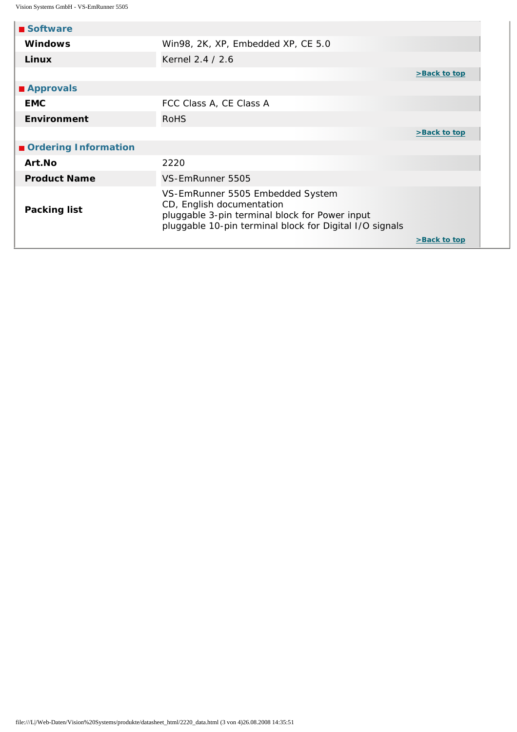## Software

| | |
|---|---|
| **Windows** | Win98, 2K, XP, Embedded XP, CE 5.0 |
| **Linux** | Kernel 2.4 / 2.6 |

>Back to top

## Approvals

| | |
|---|---|
| **EMC** | FCC Class A, CE Class A |
| **Environment** | RoHS |

>Back to top

## Ordering Information

| | |
|---|---|
| **Art.No** | 2220 |
| **Product Name** | VS-EmRunner 5505 |
| **Packing list** | VS-EmRunner 5505 Embedded System<br>CD, English documentation<br>pluggable 3-pin terminal block for Power input<br>pluggable 10-pin terminal block for Digital I/O signals |

>Back to top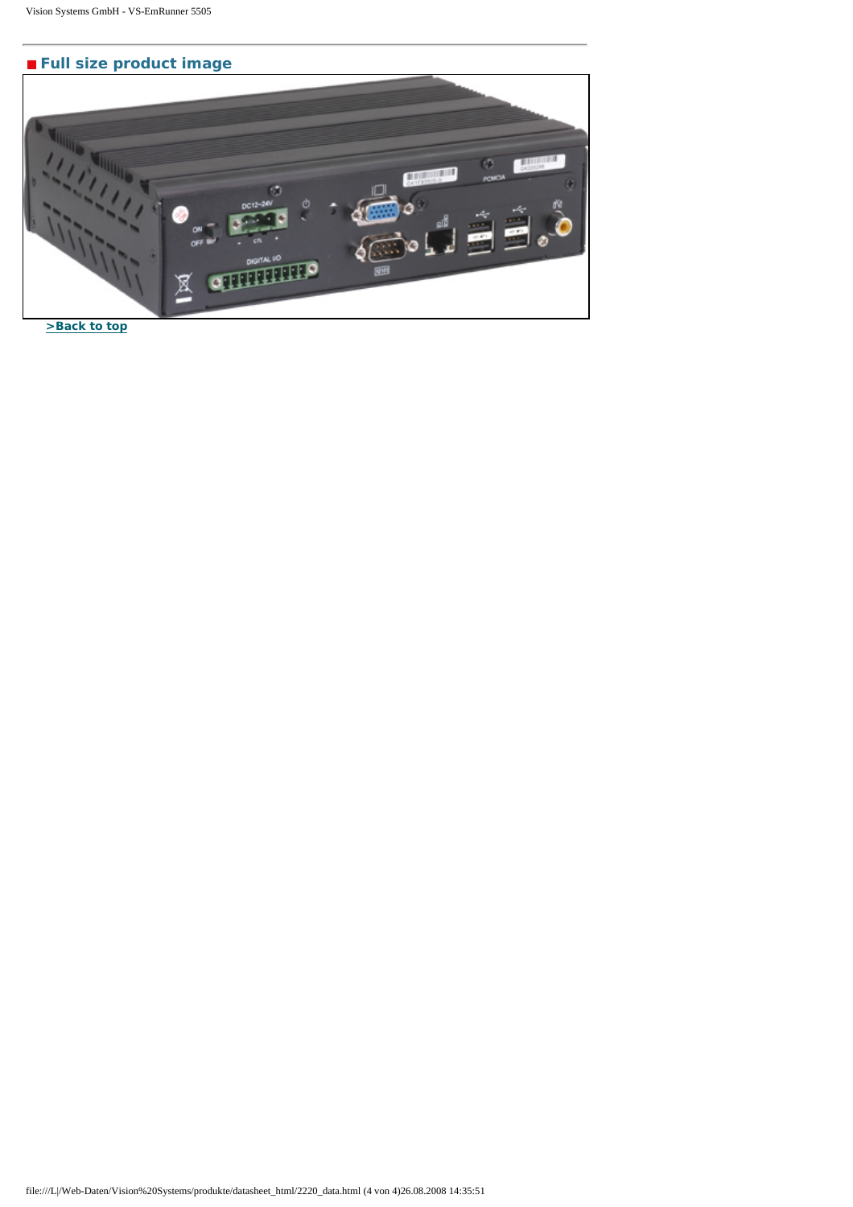## Full size product image

>Back to top